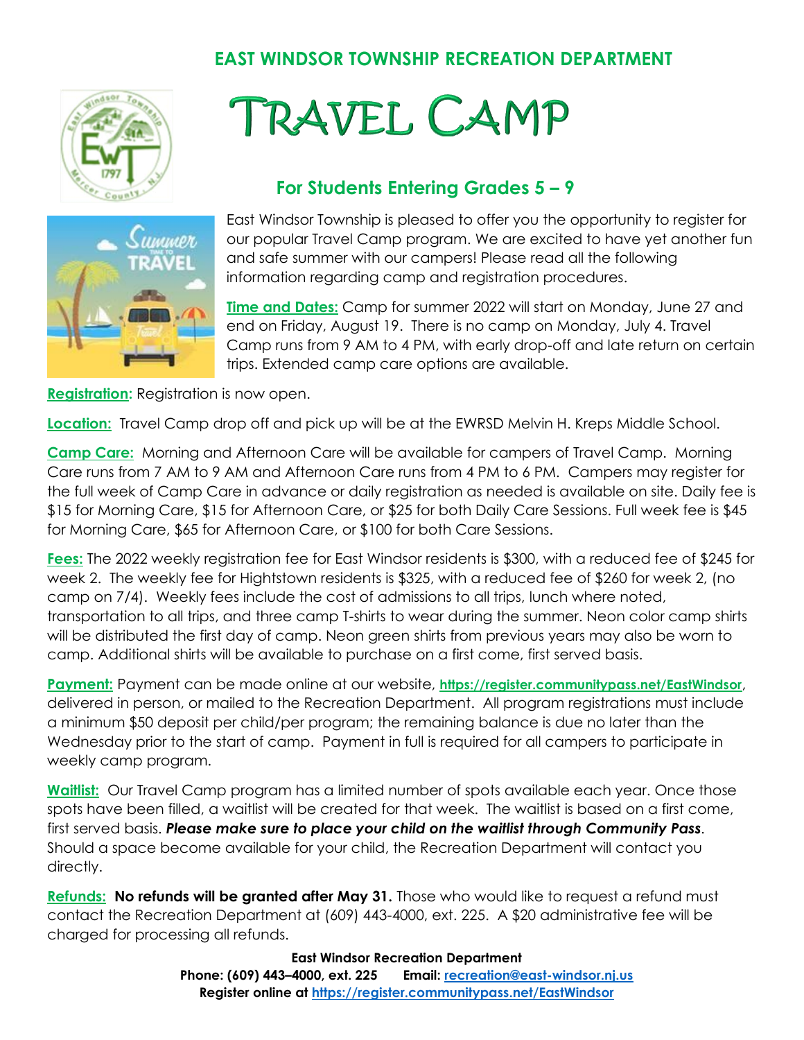# EAST WINDSOR TOWNSHIP RECREATION DEPARTMENT

# TRAVEL CAMP

## For Students Entering Grades 5 – 9

East Windsor Township is pleased to offer you the opportunity to register for our popular Travel Camp program. We are excited to have yet another fun and safe summer with our campers! Please read all the following information regarding camp and registration procedures.

**Time and Dates:** Camp for summer 2022 will start on Monday, June 27 and end on Friday, August 19. There is no camp on Monday, July 4. Travel Camp runs from 9 AM to 4 PM, with early drop-off and late return on certain trips. Extended camp care options are available.

**Registration:** Registration is now open.

**Location:** Travel Camp drop off and pick up will be at the EWRSD Melvin H. Kreps Middle School.

**Camp Care:** Morning and Afternoon Care will be available for campers of Travel Camp. Morning Care runs from 7 AM to 9 AM and Afternoon Care runs from 4 PM to 6 PM. Campers may register for the full week of Camp Care in advance or daily registration as needed is available on site. Daily fee is $15 for Morning Care, $15 for Afternoon Care, or $25 for both Daily Care Sessions. Full week fee is $45 for Morning Care, $65 for Afternoon Care, or $100 for both Care Sessions.

**Fees:** The 2022 weekly registration fee for East Windsor residents is $300, with a reduced fee of $245 for week 2. The weekly fee for Hightstown residents is $325, with a reduced fee of $260 for week 2, (no camp on 7/4). Weekly fees include the cost of admissions to all trips, lunch where noted, transportation to all trips, and three camp T-shirts to wear during the summer. Neon color camp shirts will be distributed the first day of camp. Neon green shirts from previous years may also be worn to camp. Additional shirts will be available to purchase on a first come, first served basis.

**Payment:** Payment can be made online at our website, **https://register.communitypass.net/EastWindsor**, delivered in person, or mailed to the Recreation Department. All program registrations must include a minimum $50 deposit per child/per program; the remaining balance is due no later than the Wednesday prior to the start of camp. Payment in full is required for all campers to participate in weekly camp program.

**Waitlist:** Our Travel Camp program has a limited number of spots available each year. Once those spots have been filled, a waitlist will be created for that week. The waitlist is based on a first come, first served basis. ***Please make sure to place your child on the waitlist through Community Pass***. Should a space become available for your child, the Recreation Department will contact you directly.

**Refunds:** **No refunds will be granted after May 31.** Those who would like to request a refund must contact the Recreation Department at (609) 443-4000, ext. 225. A $20 administrative fee will be charged for processing all refunds.

**East Windsor Recreation Department**
**Phone: (609) 443–4000, ext. 225 Email: recreation@east-windsor.nj.us**
**Register online at https://register.communitypass.net/EastWindsor**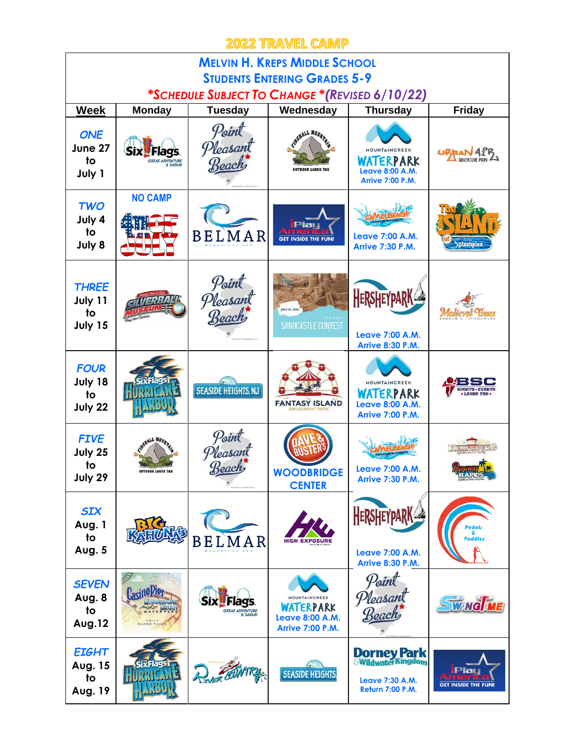# 2022 TRAVEL CAMP

## MELVIN H. KREPS MIDDLE SCHOOL

## STUDENTS ENTERING GRADES 5-9

***SCHEDULE SUBJECT TO CHANGE *(REVISED 6/10/22)***

| Week | Monday | Tuesday | Wednesday | Thursday | Friday |
|---|---|---|---|---|---|
| ONE June 27 to July 1 | Six Flags Great Adventure & Safari | Point Pleasant Beach | Fireball Mountain Outdoor Laser Tag | Mountain Creek Waterpark Leave 8:00 A.M. Arrive 7:00 P.M. | Urban Air Adventure Park |
| TWO July 4 to July 8 | NO CAMP 4th of July | Belmar Beautiful Sea | iPlay America Get Inside the Fun! | Camelbeach Mountain Waterpark Leave 7:00 A.M. Arrive 7:30 P.M. | The Island at The Splashplex |
| THREE July 11 to July 15 | Silverball Museum | Point Pleasant Beach | Belmar Sandcastle Contest July 13, 2022 | Hersheypark Leave 7:00 A.M. Arrive 8:30 P.M. | Medieval Times Dinner & Tournament |
| FOUR July 18 to July 22 | Six Flags Hurricane Harbor | Seaside Heights, NJ | Fantasy Island Amusement Park | Mountain Creek Waterpark Leave 8:00 A.M. Arrive 7:00 P.M. | BSC Sports • Events • Laser Tag |
| FIVE July 25 to July 29 | Fireball Mountain Outdoor Laser Tag | Point Pleasant Beach | Dave & Buster's WOODBRIDGE CENTER | Camelbeach Mountain Waterpark Leave 7:00 A.M. Arrive 7:30 P.M. | Keansburg Amusement Park Runaway Rapids |
| SIX Aug. 1 to Aug. 5 | Big Kahuna's | Belmar Beautiful Sea | High Exposure | Hersheypark Leave 7:00 A.M. Arrive 8:30 P.M. | Pedals & Paddles |
| SEVEN Aug. 8 to Aug.12 | Casino Pier Breakwater Beach Waterpark | Six Flags Great Adventure & Safari | Mountain Creek Waterpark Leave 8:00 A.M. Arrive 7:00 P.M. | Point Pleasant Beach | Swingtime |
| EIGHT Aug. 15 to Aug. 19 | Six Flags Hurricane Harbor | River Country | Seaside Heights | Dorney Park & Wildwater Kingdom Leave 7:30 A.M. Return 7:00 P.M. | iPlay America Get Inside the Fun! |